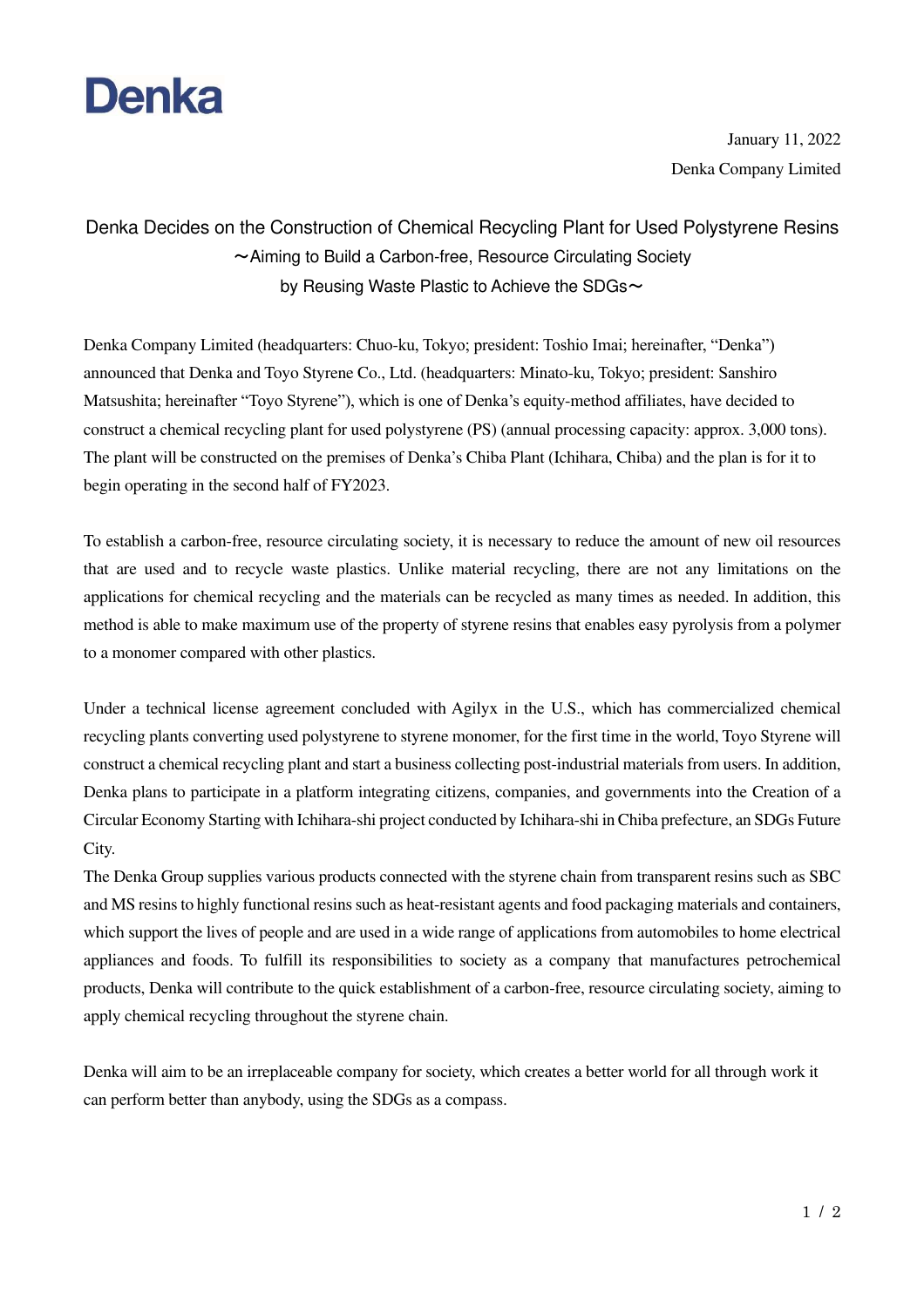Denka

January 11, 2022

Denka Company Limited

# Denka Decides on the Construction of Chemical Recycling Plant for Used Polystyrene Resins

～Aiming to Build a Carbon-free, Resource Circulating Society by Reusing Waste Plastic to Achieve the SDGs～

Denka Company Limited (headquarters: Chuo-ku, Tokyo; president: Toshio Imai; hereinafter, "Denka") announced that Denka and Toyo Styrene Co., Ltd. (headquarters: Minato-ku, Tokyo; president: Sanshiro Matsushita; hereinafter "Toyo Styrene"), which is one of Denka's equity-method affiliates, have decided to construct a chemical recycling plant for used polystyrene (PS) (annual processing capacity: approx. 3,000 tons). The plant will be constructed on the premises of Denka's Chiba Plant (Ichihara, Chiba) and the plan is for it to begin operating in the second half of FY2023.

To establish a carbon-free, resource circulating society, it is necessary to reduce the amount of new oil resources that are used and to recycle waste plastics. Unlike material recycling, there are not any limitations on the applications for chemical recycling and the materials can be recycled as many times as needed. In addition, this method is able to make maximum use of the property of styrene resins that enables easy pyrolysis from a polymer to a monomer compared with other plastics.

Under a technical license agreement concluded with Agilyx in the U.S., which has commercialized chemical recycling plants converting used polystyrene to styrene monomer, for the first time in the world, Toyo Styrene will construct a chemical recycling plant and start a business collecting post-industrial materials from users. In addition, Denka plans to participate in a platform integrating citizens, companies, and governments into the Creation of a Circular Economy Starting with Ichihara-shi project conducted by Ichihara-shi in Chiba prefecture, an SDGs Future City.

The Denka Group supplies various products connected with the styrene chain from transparent resins such as SBC and MS resins to highly functional resins such as heat-resistant agents and food packaging materials and containers, which support the lives of people and are used in a wide range of applications from automobiles to home electrical appliances and foods. To fulfill its responsibilities to society as a company that manufactures petrochemical products, Denka will contribute to the quick establishment of a carbon-free, resource circulating society, aiming to apply chemical recycling throughout the styrene chain.

Denka will aim to be an irreplaceable company for society, which creates a better world for all through work it can perform better than anybody, using the SDGs as a compass.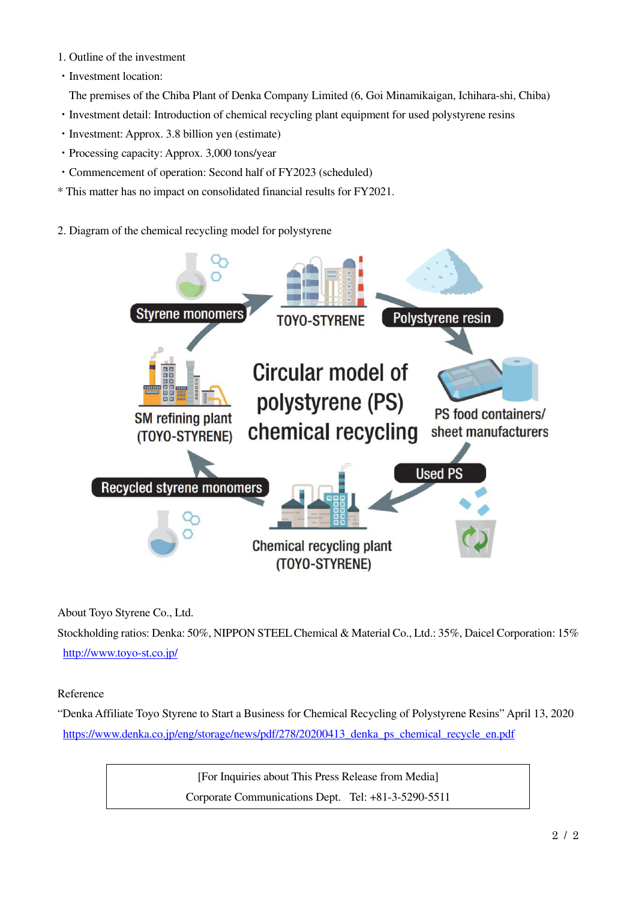1. Outline of the investment

- Investment location:
  The premises of the Chiba Plant of Denka Company Limited (6, Goi Minamikaigan, Ichihara-shi, Chiba)
- Investment detail: Introduction of chemical recycling plant equipment for used polystyrene resins
- Investment: Approx. 3.8 billion yen (estimate)
- Processing capacity: Approx. 3,000 tons/year
- Commencement of operation: Second half of FY2023 (scheduled)

* This matter has no impact on consolidated financial results for FY2021.

2. Diagram of the chemical recycling model for polystyrene

Circular model of polystyrene (PS) chemical recycling

TOYO-STYRENE

Polystyrene resin

PS food containers/ sheet manufacturers

Used PS

Chemical recycling plant (TOYO-STYRENE)

Recycled styrene monomers

SM refining plant (TOYO-STYRENE)

Styrene monomers

About Toyo Styrene Co., Ltd.

Stockholding ratios: Denka: 50%, NIPPON STEEL Chemical & Material Co., Ltd.: 35%, Daicel Corporation: 15%

http://www.toyo-st.co.jp/

Reference

"Denka Affiliate Toyo Styrene to Start a Business for Chemical Recycling of Polystyrene Resins" April 13, 2020

https://www.denka.co.jp/eng/storage/news/pdf/278/20200413_denka_ps_chemical_recycle_en.pdf

[For Inquiries about This Press Release from Media]

Corporate Communications Dept.　Tel: +81-3-5290-5511